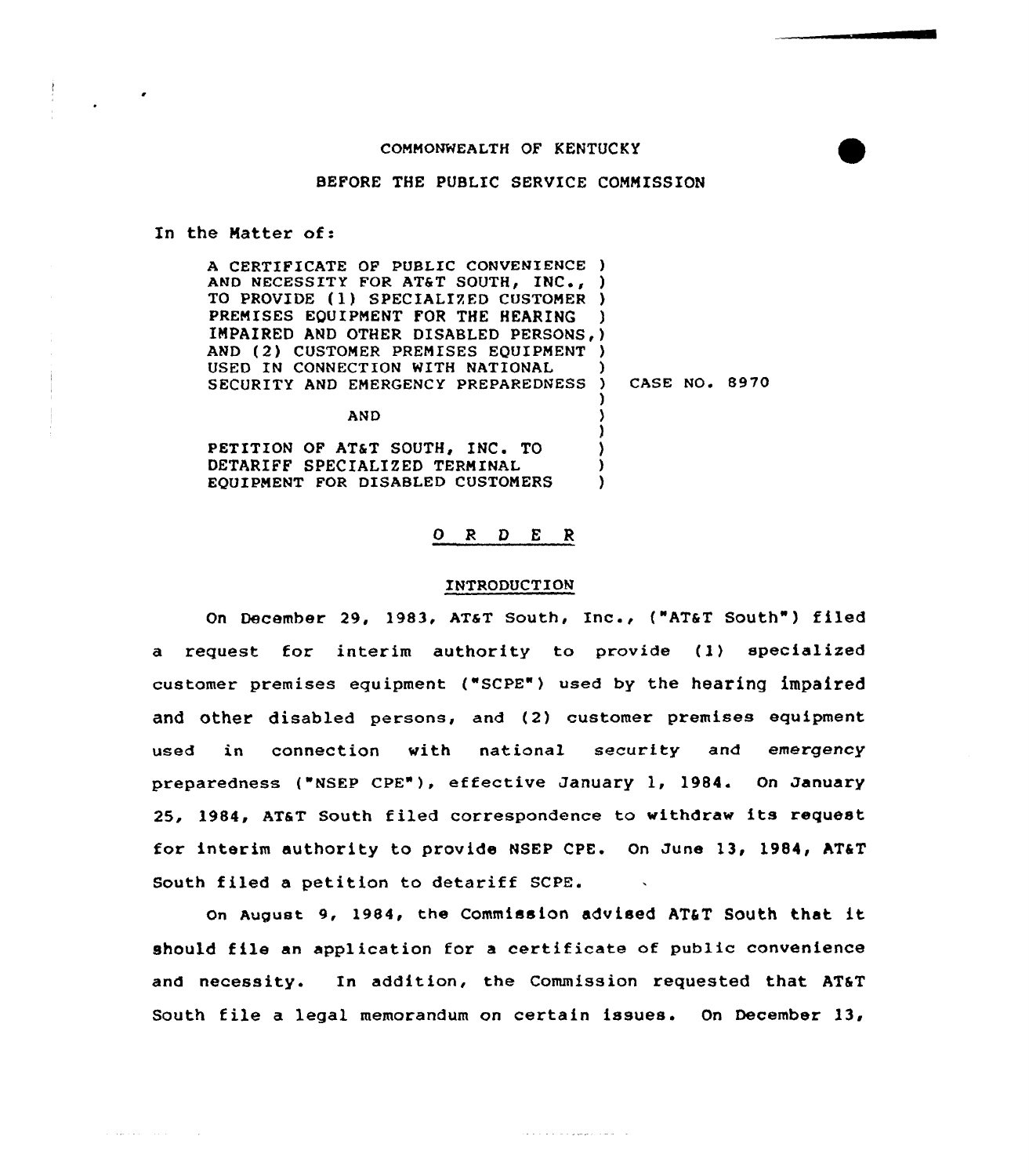COMMONWEALTH OF KENTUCKY

BEFORE THE PUBLIC SERVICE COMMISSION

In the Matter of:

| | | |
|---|---|---|
| A CERTIFICATE OF PUBLIC CONVENIENCE AND NECESSITY FOR AT&T SOUTH, INC., TO PROVIDE (1) SPECIALIZED CUSTOMER PREMISES EQUIPMENT FOR THE HEARING IMPAIRED AND OTHER DISABLED PERSONS, AND (2) CUSTOMER PREMISES EQUIPMENT USED IN CONNECTION WITH NATIONAL SECURITY AND EMERGENCY PREPAREDNESS | ) | CASE NO. 8970 |
| AND | ) | |
| PETITION OF AT&T SOUTH, INC. TO DETARIFF SPECIALIZED TERMINAL EQUIPMENT FOR DISABLED CUSTOMERS | ) | |

## O R D E R

### INTRODUCTION

On December 29, 1983, AT&T South, Inc., ("AT&T South") filed a request for interim authority to provide (1) specialized customer premises equipment ("SCPE") used by the hearing impaired and other disabled persons, and (2) customer premises equipment used in connection with national security and emergency preparedness ("NSEP CPE"), effective January 1, 1984. On January 25, 1984, AT&T South filed correspondence to withdraw its request for interim authority to provide NSEP CPE. On June 13, 1984, AT&T South filed a petition to detariff SCPE.

On August 9, 1984, the Commission advised AT&T South that it should file an application for a certificate of public convenience and necessity. In addition, the Commission requested that AT&T South file a legal memorandum on certain issues. On December 13,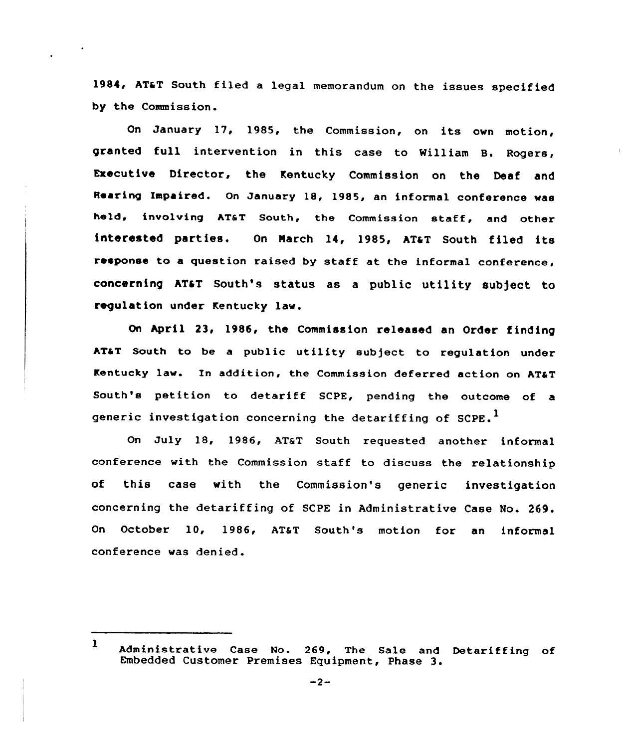1984, AT&T South filed a legal memorandum on the issues specified by the Commission.

On January 17, 1985, the Commission, on its own motion, granted full intervention in this case to William B. Rogers, Executive Director, the Kentucky Commission on the Deaf and Hearing Impaired. On January 18, 1985, an informal conference was held, involving AT&T South, the Commission staff, and other interested parties. On March 14, 1985, AT&T South filed its response to a question raised by staff at the informal conference, concerning AT&T South's status as a public utility subject to regulation under Kentucky law.

On April 23, 1986, the Commission released an Order finding AT&T South to be a public utility subject to regulation under Kentucky law. In addition, the Commission deferred action on AT&T South's petition to detariff SCPE, pending the outcome of a generic investigation concerning the detariffing of SCPE.[1]

On July 18, 1986, AT&T South requested another informal conference with the Commission staff to discuss the relationship of this case with the Commission's generic investigation concerning the detariffing of SCPE in Administrative Case No. 269. On October 10, 1986, AT&T South's motion for an informal conference was denied.

---

[1] Administrative Case No. 269, The Sale and Detariffing of Embedded Customer Premises Equipment, Phase 3.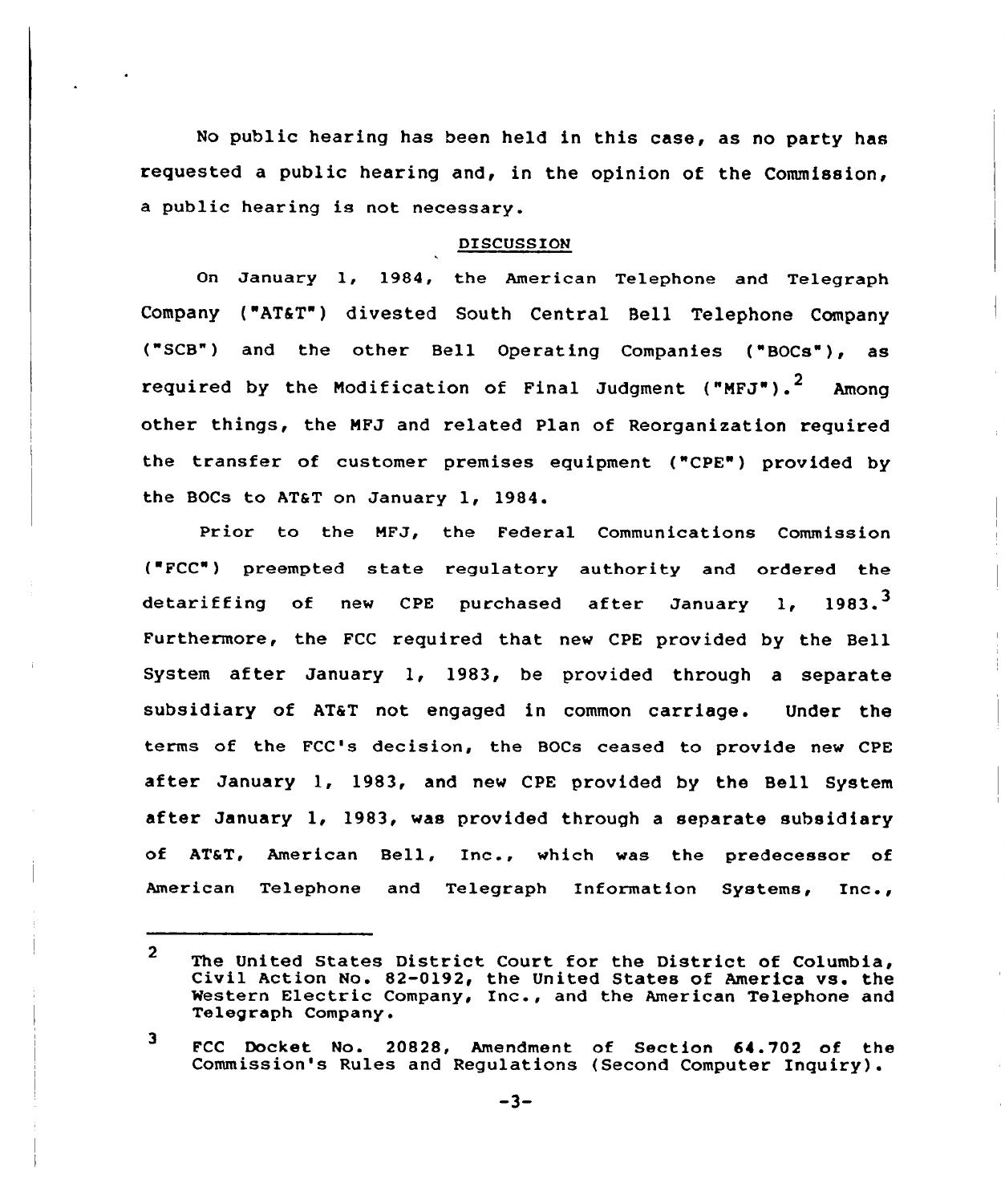No public hearing has been held in this case, as no party has requested a public hearing and, in the opinion of the Commission, a public hearing is not necessary.

## DISCUSSION

On January 1, 1984, the American Telephone and Telegraph Company ("AT&T") divested South Central Bell Telephone Company ("SCB") and the other Bell Operating Companies ("BOCs"), as required by the Modification of Final Judgment ("MFJ").[2] Among other things, the MFJ and related Plan of Reorganization required the transfer of customer premises equipment ("CPE") provided by the BOCs to AT&T on January 1, 1984.

Prior to the MFJ, the Federal Communications Commission ("FCC") preempted state regulatory authority and ordered the detariffing of new CPE purchased after January 1, 1983.[3] Furthermore, the FCC required that new CPE provided by the Bell System after January 1, 1983, be provided through a separate subsidiary of AT&T not engaged in common carriage. Under the terms of the FCC's decision, the BOCs ceased to provide new CPE after January 1, 1983, and new CPE provided by the Bell System after January 1, 1983, was provided through a separate subsidiary of AT&T, American Bell, Inc., which was the predecessor of American Telephone and Telegraph Information Systems, Inc.,

---

[2] The United States District Court for the District of Columbia, Civil Action No. 82-0192, the United States of America vs. the Western Electric Company, Inc., and the American Telephone and Telegraph Company.

[3] FCC Docket No. 20828, Amendment of Section 64.702 of the Commission's Rules and Regulations (Second Computer Inquiry).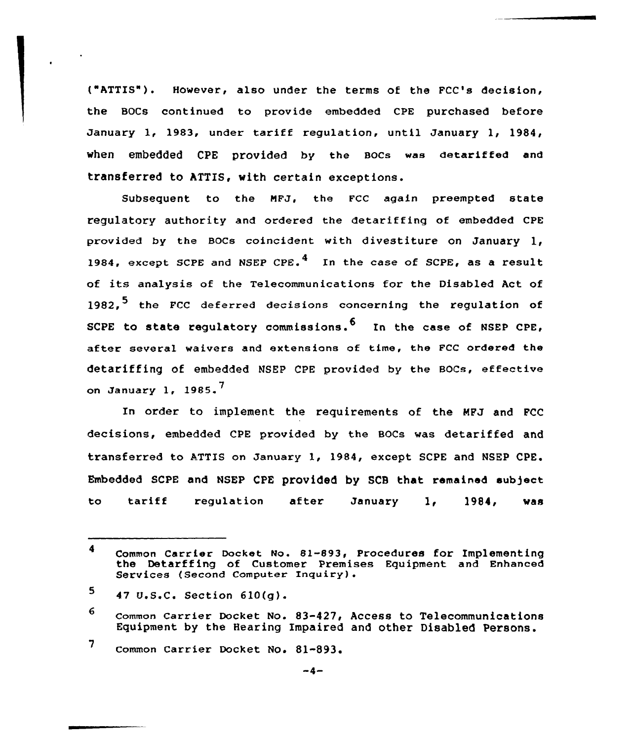("ATTIS"). However, also under the terms of the FCC's decision, the BOCs continued to provide embedded CPE purchased before January 1, 1983, under tariff regulation, until January 1, 1984, when embedded CPE provided by the BOCs was detariffed and transferred to ATTIS, with certain exceptions.

Subsequent to the MFJ, the FCC again preempted state regulatory authority and ordered the detariffing of embedded CPE provided by the BOCs coincident with divestiture on January 1, 1984, except SCPE and NSEP CPE.[4] In the case of SCPE, as a result of its analysis of the Telecommunications for the Disabled Act of 1982,[5] the FCC deferred decisions concerning the regulation of SCPE to state regulatory commissions.[6] In the case of NSEP CPE, after several waivers and extensions of time, the FCC ordered the detariffing of embedded NSEP CPE provided by the BOCs, effective on January 1, 1985.[7]

In order to implement the requirements of the MFJ and FCC decisions, embedded CPE provided by the BOCs was detariffed and transferred to ATTIS on January 1, 1984, except SCPE and NSEP CPE. Embedded SCPE and NSEP CPE provided by SCB that remained subject to tariff regulation after January 1, 1984, was

---

4 Common Carrier Docket No. 81-893, Procedures for Implementing the Detarffing of Customer Premises Equipment and Enhanced Services (Second Computer Inquiry).

5 47 U.S.C. Section 610(g).

6 Common Carrier Docket No. 83-427, Access to Telecommunications Equipment by the Hearing Impaired and other Disabled Persons.

7 Common Carrier Docket No. 81-893.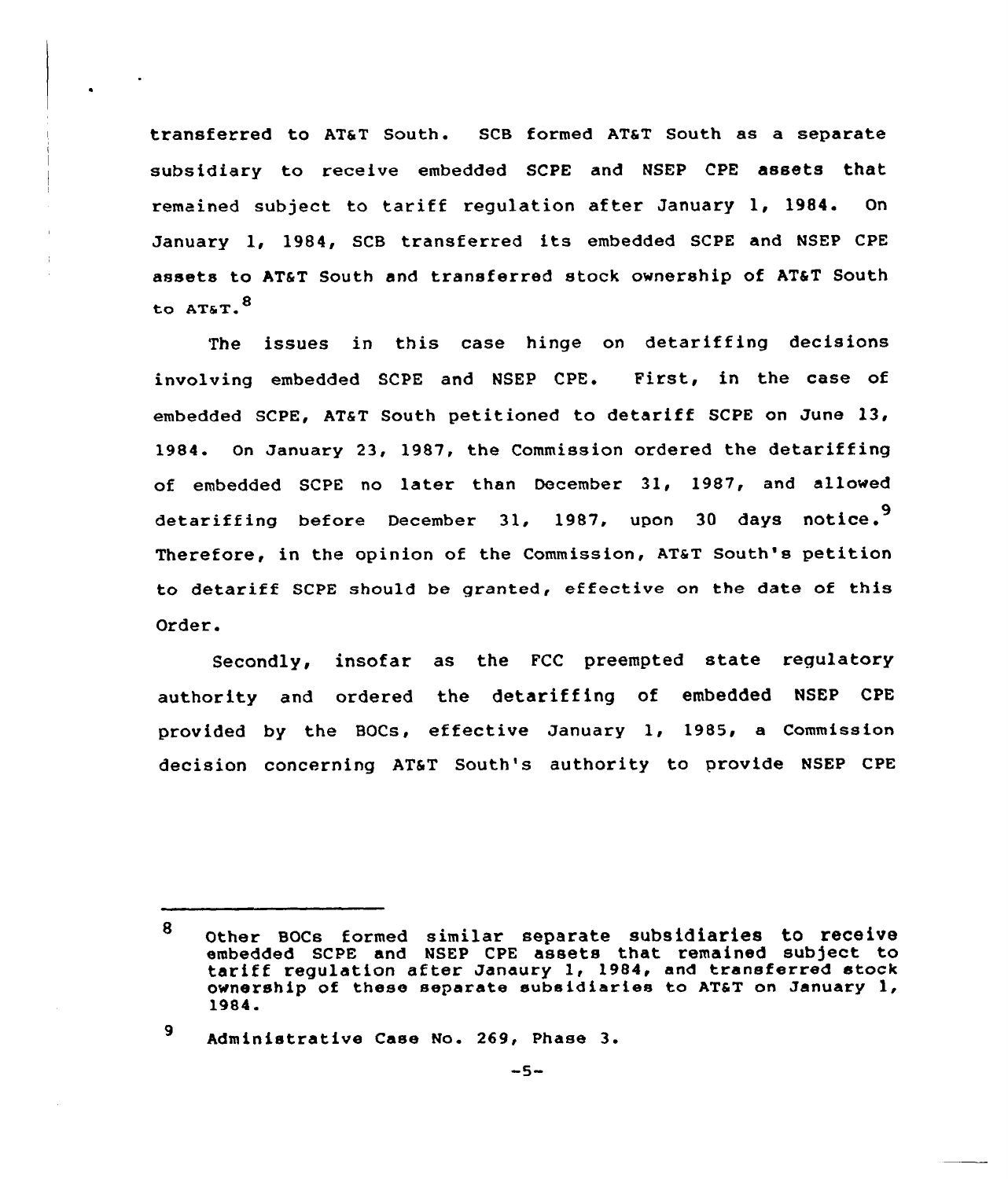transferred to AT&T South. SCB formed AT&T South as a separate subsidiary to receive embedded SCPE and NSEP CPE assets that remained subject to tariff regulation after January 1, 1984. On January 1, 1984, SCB transferred its embedded SCPE and NSEP CPE assets to AT&T South and transferred stock ownership of AT&T South to AT&T.[8]

The issues in this case hinge on detariffing decisions involving embedded SCPE and NSEP CPE. First, in the case of embedded SCPE, AT&T South petitioned to detariff SCPE on June 13, 1984. On January 23, 1987, the Commission ordered the detariffing of embedded SCPE no later than December 31, 1987, and allowed detariffing before December 31, 1987, upon 30 days notice.[9] Therefore, in the opinion of the Commission, AT&T South's petition to detariff SCPE should be granted, effective on the date of this Order.

Secondly, insofar as the FCC preempted state regulatory authority and ordered the detariffing of embedded NSEP CPE provided by the BOCs, effective January 1, 1985, a Commission decision concerning AT&T South's authority to provide NSEP CPE

---

8 Other BOCs formed similar separate subsidiaries to receive embedded SCPE and NSEP CPE assets that remained subject to tariff regulation after Janaury 1, 1984, and transferred stock ownership of these separate subsidiaries to AT&T on January 1, 1984.

9 Administrative Case No. 269, Phase 3.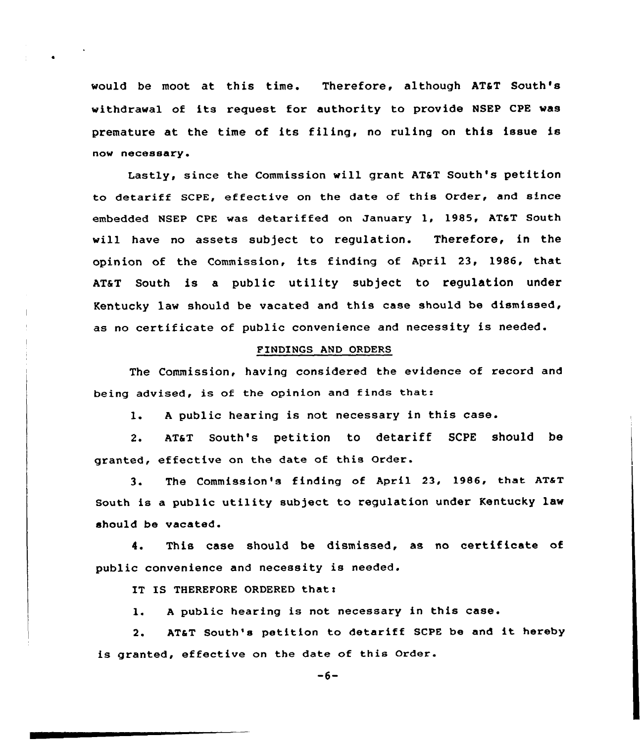would be moot at this time. Therefore, although AT&T South's withdrawal of its request for authority to provide NSEP CPE was premature at the time of its filing, no ruling on this issue is now necessary.

Lastly, since the Commission will grant AT&T South's petition to detariff SCPE, effective on the date of this Order, and since embedded NSEP CPE was detariffed on January 1, 1985, AT&T South will have no assets subject to regulation. Therefore, in the opinion of the Commission, its finding of April 23, 1986, that AT&T South is a public utility subject to regulation under Kentucky law should be vacated and this case should be dismissed, as no certificate of public convenience and necessity is needed.

## FINDINGS AND ORDERS

The Commission, having considered the evidence of record and being advised, is of the opinion and finds that:

1. A public hearing is not necessary in this case.

2. AT&T South's petition to detariff SCPE should be granted, effective on the date of this Order.

3. The Commission's finding of April 23, 1986, that AT&T South is a public utility subject to regulation under Kentucky law should be vacated.

4. This case should be dismissed, as no certificate of public convenience and necessity is needed.

IT IS THEREFORE ORDERED that:

1. A public hearing is not necessary in this case.

2. AT&T South's petition to detariff SCPE be and it hereby is granted, effective on the date of this Order.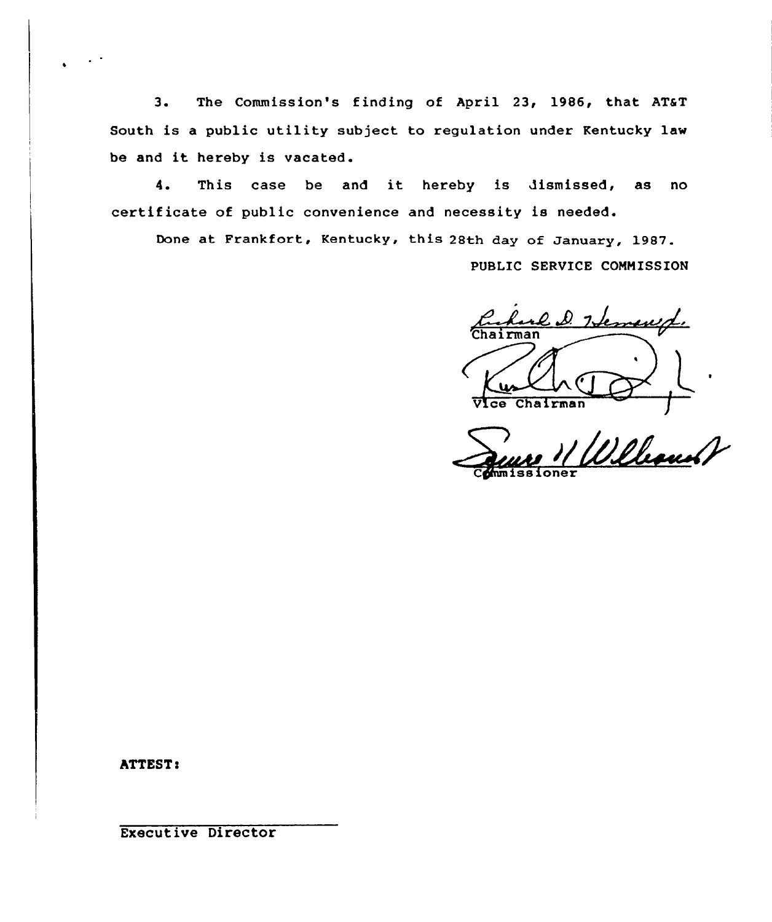3. The Commission's finding of April 23, 1986, that AT&T South is a public utility subject to regulation under Kentucky law be and it hereby is vacated.

4. This case be and it hereby is dismissed, as no certificate of public convenience and necessity is needed.

Done at Frankfort, Kentucky, this 28th day of January, 1987.

PUBLIC SERVICE COMMISSION

Chairman

Vice Chairman

Commissioner

ATTEST:

Executive Director